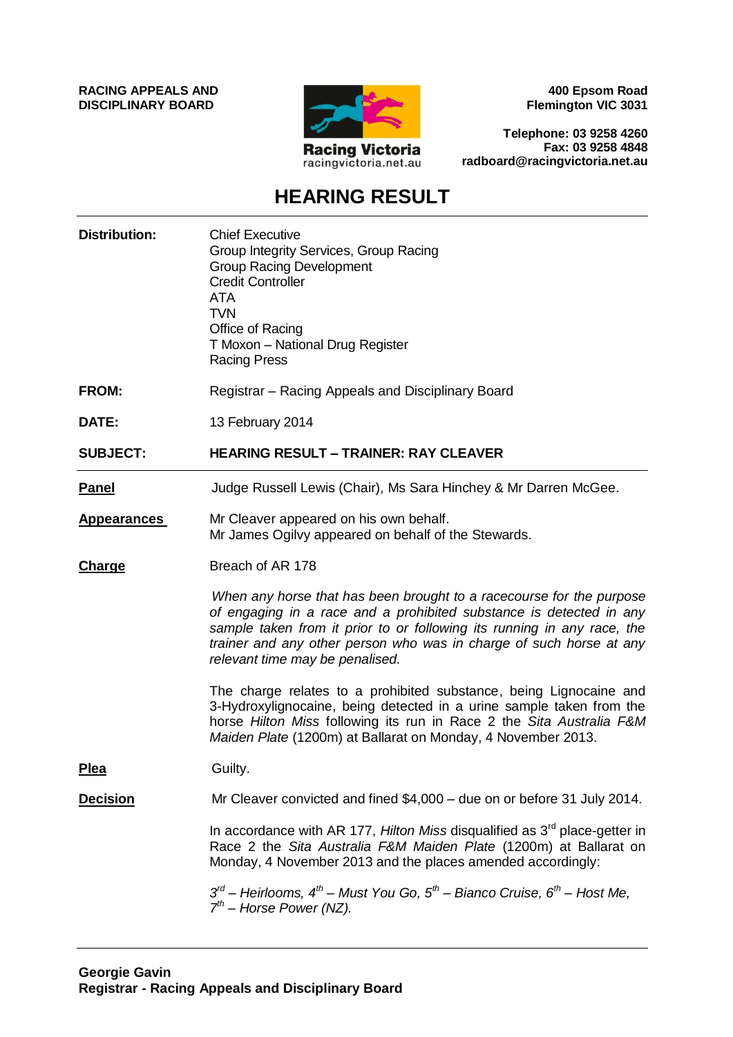**RACING APPEALS AND DISCIPLINARY BOARD**

Racing Victoria
racingvictoria.net.au

**400 Epsom Road**
**Flemington VIC 3031**

**Telephone: 03 9258 4260**
**Fax: 03 9258 4848**
**radboard@racingvictoria.net.au**

# HEARING RESULT

**Distribution:**
Chief Executive
Group Integrity Services, Group Racing
Group Racing Development
Credit Controller
ATA
TVN
Office of Racing
T Moxon – National Drug Register
Racing Press

**FROM:** Registrar – Racing Appeals and Disciplinary Board

**DATE:** 13 February 2014

**SUBJECT:** **HEARING RESULT – TRAINER: RAY CLEAVER**

---

**Panel**
Judge Russell Lewis (Chair), Ms Sara Hinchey & Mr Darren McGee.

**Appearances**
Mr Cleaver appeared on his own behalf.
Mr James Ogilvy appeared on behalf of the Stewards.

**Charge**
Breach of AR 178

*When any horse that has been brought to a racecourse for the purpose of engaging in a race and a prohibited substance is detected in any sample taken from it prior to or following its running in any race, the trainer and any other person who was in charge of such horse at any relevant time may be penalised.*

The charge relates to a prohibited substance, being Lignocaine and 3-Hydroxylignocaine, being detected in a urine sample taken from the horse *Hilton Miss* following its run in Race 2 the *Sita Australia F&M Maiden Plate* (1200m) at Ballarat on Monday, 4 November 2013.

**Plea**
Guilty.

**Decision**
Mr Cleaver convicted and fined $4,000 – due on or before 31 July 2014.

In accordance with AR 177, *Hilton Miss* disqualified as 3rd place-getter in Race 2 the *Sita Australia F&M Maiden Plate* (1200m) at Ballarat on Monday, 4 November 2013 and the places amended accordingly:

*3rd – Heirlooms, 4th – Must You Go, 5th – Bianco Cruise, 6th – Host Me, 7th – Horse Power (NZ).*

---

**Georgie Gavin**
**Registrar - Racing Appeals and Disciplinary Board**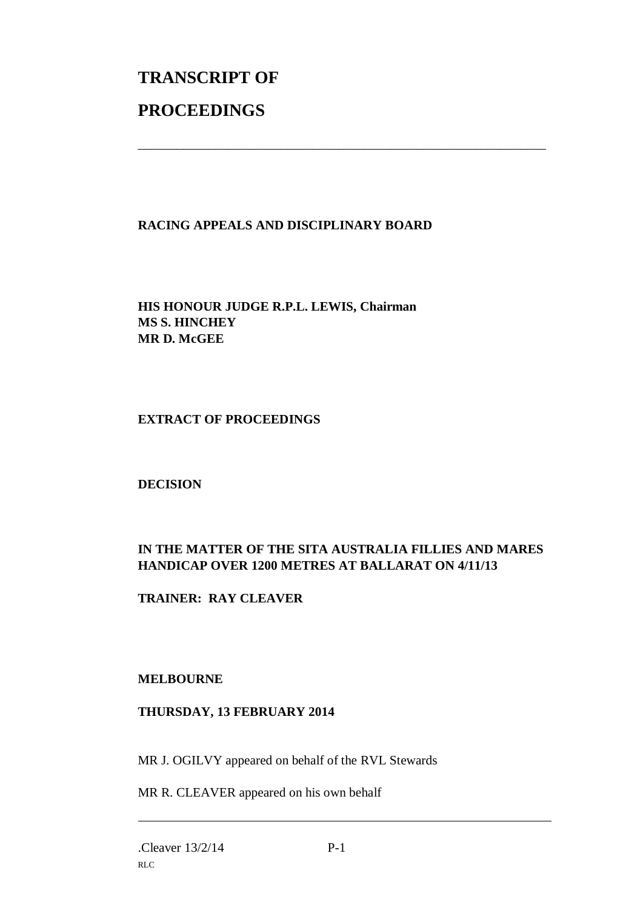# TRANSCRIPT OF

# PROCEEDINGS

---

**RACING APPEALS AND DISCIPLINARY BOARD**

**HIS HONOUR JUDGE R.P.L. LEWIS, Chairman**
**MS S. HINCHEY**
**MR D. McGEE**

**EXTRACT OF PROCEEDINGS**

**DECISION**

**IN THE MATTER OF THE SITA AUSTRALIA FILLIES AND MARES HANDICAP OVER 1200 METRES AT BALLARAT ON 4/11/13**

**TRAINER: RAY CLEAVER**

**MELBOURNE**

**THURSDAY, 13 FEBRUARY 2014**

MR J. OGILVY appeared on behalf of the RVL Stewards

MR R. CLEAVER appeared on his own behalf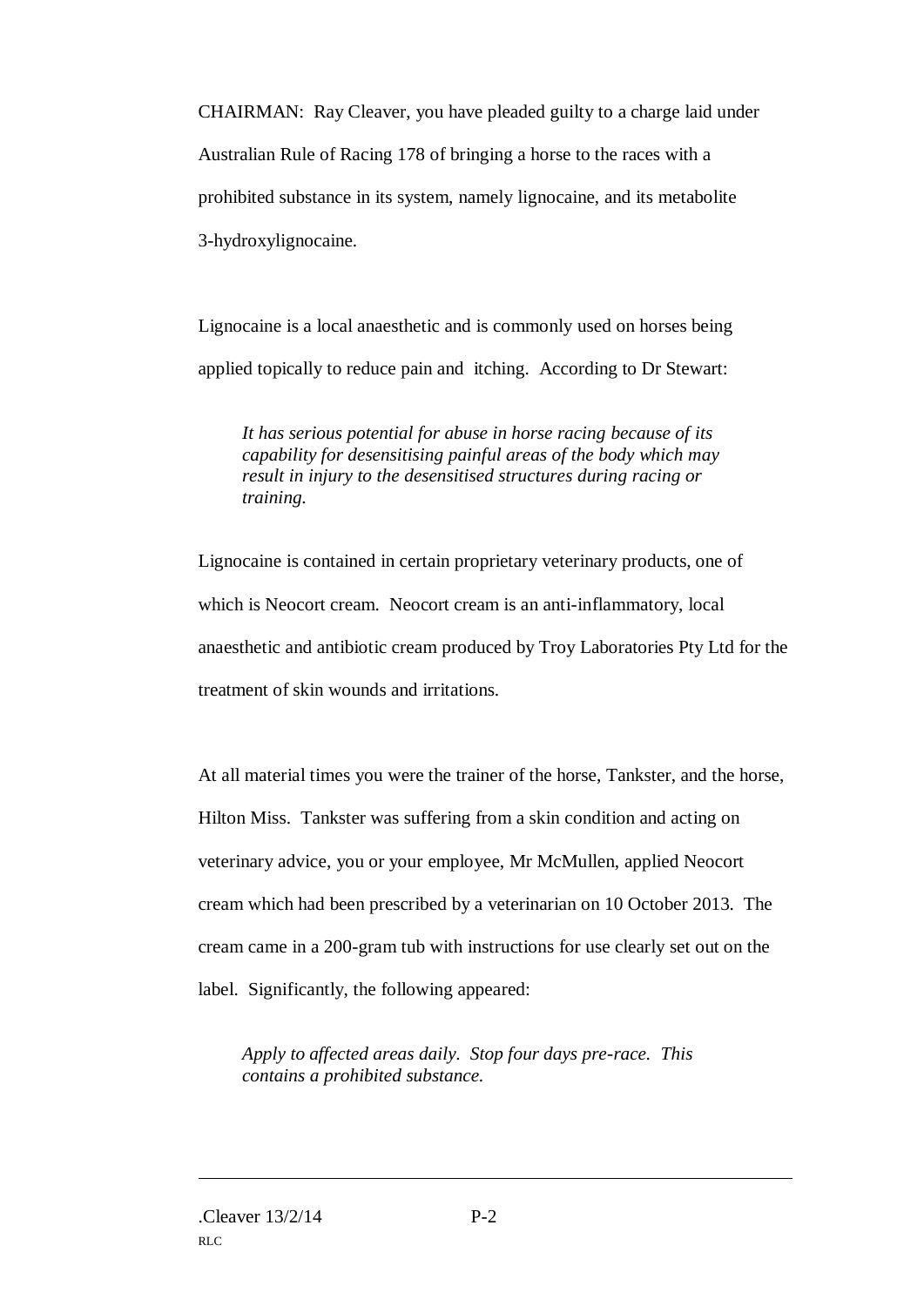CHAIRMAN: Ray Cleaver, you have pleaded guilty to a charge laid under Australian Rule of Racing 178 of bringing a horse to the races with a prohibited substance in its system, namely lignocaine, and its metabolite 3-hydroxylignocaine.

Lignocaine is a local anaesthetic and is commonly used on horses being applied topically to reduce pain and itching. According to Dr Stewart:

> *It has serious potential for abuse in horse racing because of its capability for desensitising painful areas of the body which may result in injury to the desensitised structures during racing or training.*

Lignocaine is contained in certain proprietary veterinary products, one of which is Neocort cream. Neocort cream is an anti-inflammatory, local anaesthetic and antibiotic cream produced by Troy Laboratories Pty Ltd for the treatment of skin wounds and irritations.

At all material times you were the trainer of the horse, Tankster, and the horse, Hilton Miss. Tankster was suffering from a skin condition and acting on veterinary advice, you or your employee, Mr McMullen, applied Neocort cream which had been prescribed by a veterinarian on 10 October 2013. The cream came in a 200-gram tub with instructions for use clearly set out on the label. Significantly, the following appeared:

> *Apply to affected areas daily. Stop four days pre-race. This contains a prohibited substance.*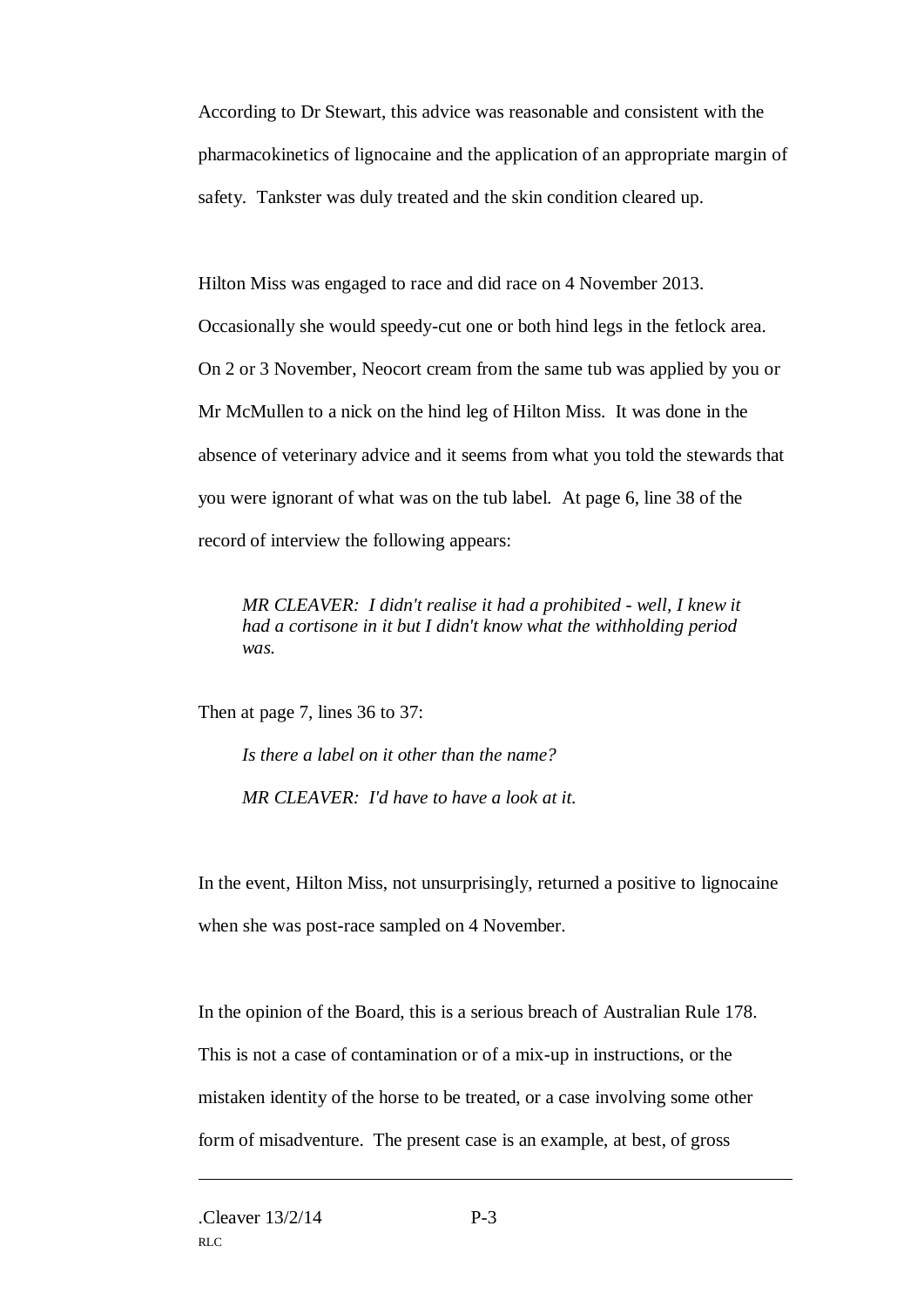According to Dr Stewart, this advice was reasonable and consistent with the pharmacokinetics of lignocaine and the application of an appropriate margin of safety. Tankster was duly treated and the skin condition cleared up.

Hilton Miss was engaged to race and did race on 4 November 2013. Occasionally she would speedy-cut one or both hind legs in the fetlock area. On 2 or 3 November, Neocort cream from the same tub was applied by you or Mr McMullen to a nick on the hind leg of Hilton Miss. It was done in the absence of veterinary advice and it seems from what you told the stewards that you were ignorant of what was on the tub label. At page 6, line 38 of the record of interview the following appears:

> *MR CLEAVER: I didn't realise it had a prohibited - well, I knew it had a cortisone in it but I didn't know what the withholding period was.*

Then at page 7, lines 36 to 37:

> *Is there a label on it other than the name?*
>
> *MR CLEAVER: I'd have to have a look at it.*

In the event, Hilton Miss, not unsurprisingly, returned a positive to lignocaine when she was post-race sampled on 4 November.

In the opinion of the Board, this is a serious breach of Australian Rule 178. This is not a case of contamination or of a mix-up in instructions, or the mistaken identity of the horse to be treated, or a case involving some other form of misadventure. The present case is an example, at best, of gross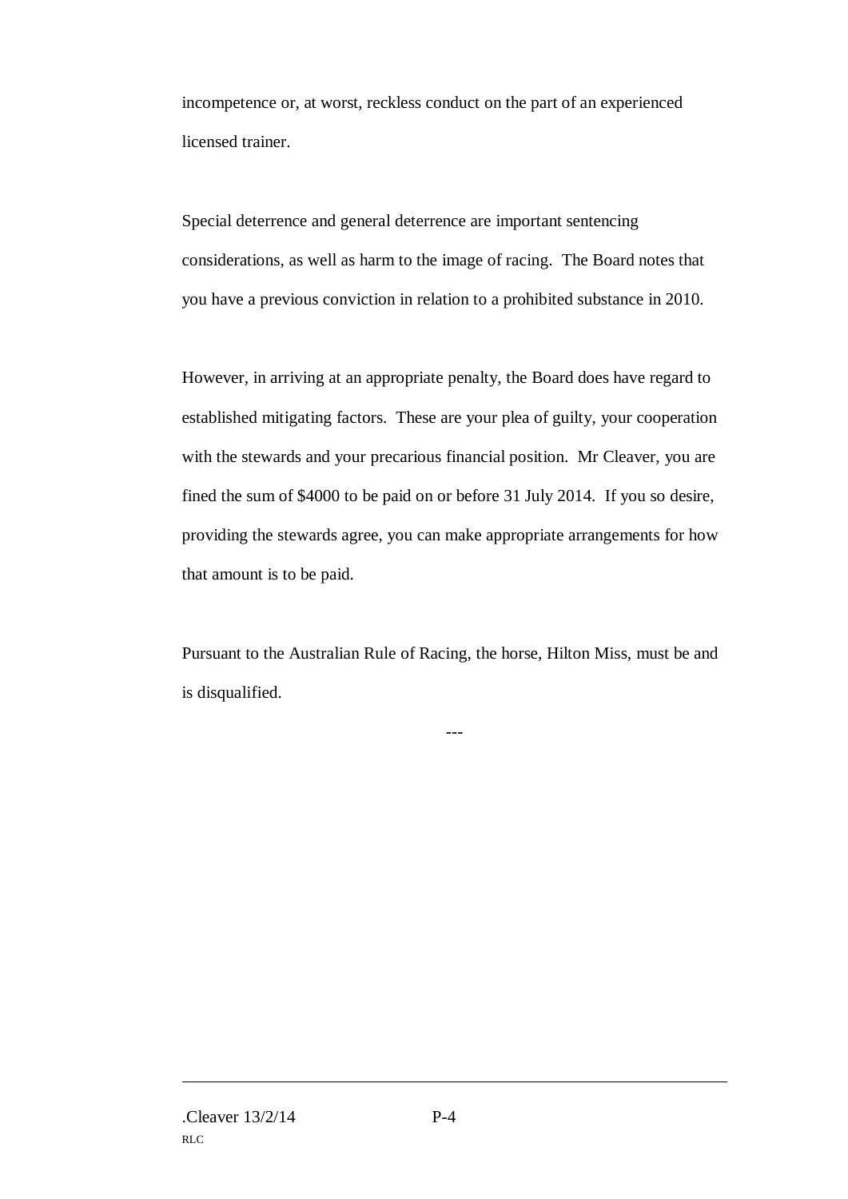incompetence or, at worst, reckless conduct on the part of an experienced licensed trainer.

Special deterrence and general deterrence are important sentencing considerations, as well as harm to the image of racing. The Board notes that you have a previous conviction in relation to a prohibited substance in 2010.

However, in arriving at an appropriate penalty, the Board does have regard to established mitigating factors. These are your plea of guilty, your cooperation with the stewards and your precarious financial position. Mr Cleaver, you are fined the sum of $4000 to be paid on or before 31 July 2014. If you so desire, providing the stewards agree, you can make appropriate arrangements for how that amount is to be paid.

Pursuant to the Australian Rule of Racing, the horse, Hilton Miss, must be and is disqualified.

---